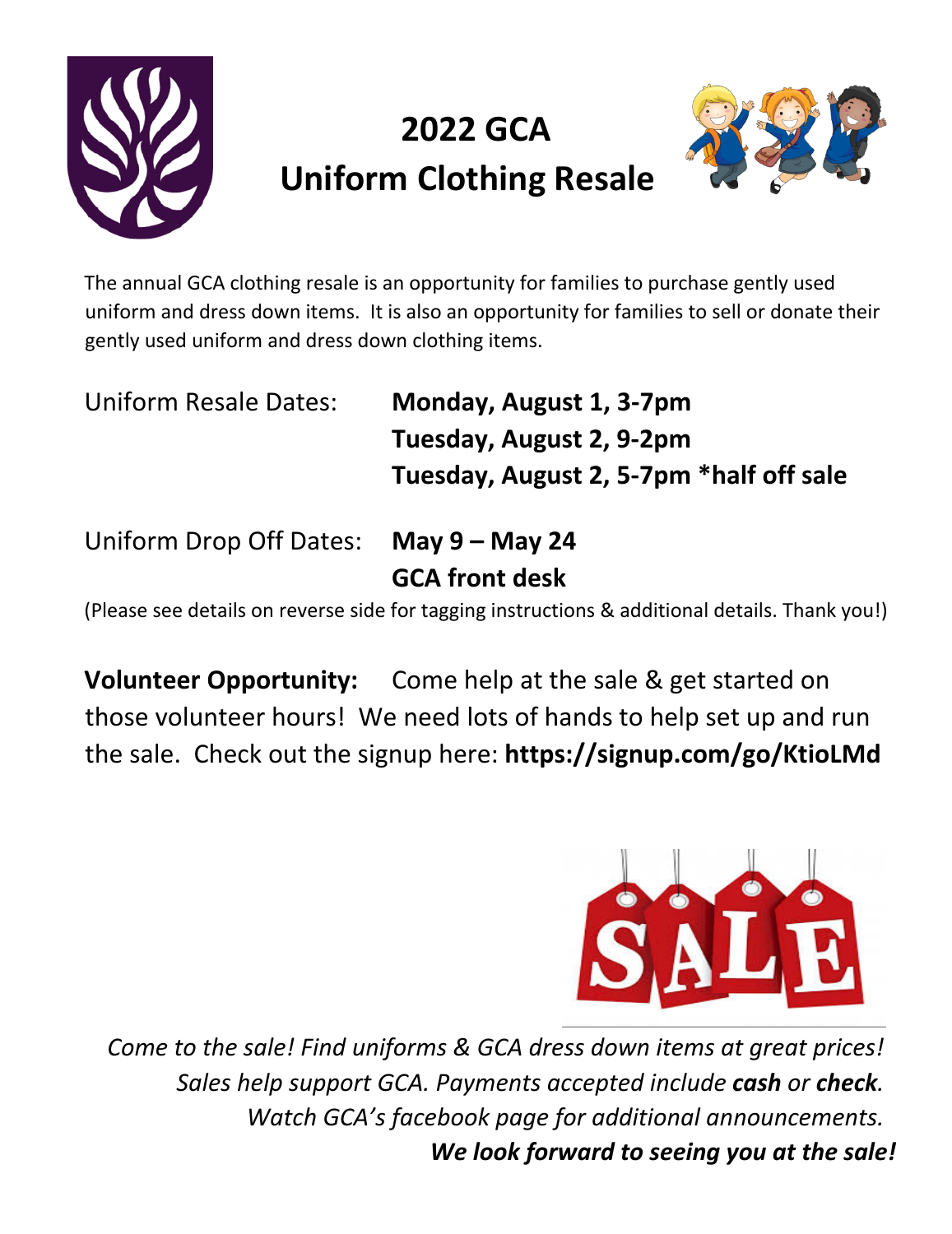# 2022 GCA Uniform Clothing Resale

The annual GCA clothing resale is an opportunity for families to purchase gently used uniform and dress down items. It is also an opportunity for families to sell or donate their gently used uniform and dress down clothing items.

Uniform Resale Dates: **Monday, August 1, 3-7pm**
**Tuesday, August 2, 9-2pm**
**Tuesday, August 2, 5-7pm *half off sale**

Uniform Drop Off Dates: **May 9 – May 24**
**GCA front desk**

(Please see details on reverse side for tagging instructions & additional details. Thank you!)

**Volunteer Opportunity:** Come help at the sale & get started on those volunteer hours! We need lots of hands to help set up and run the sale. Check out the signup here: **https://signup.com/go/KtioLMd**

*Come to the sale! Find uniforms & GCA dress down items at great prices!*
*Sales help support GCA. Payments accepted include **cash** or **check**.*
*Watch GCA's facebook page for additional announcements.*
***We look forward to seeing you at the sale!***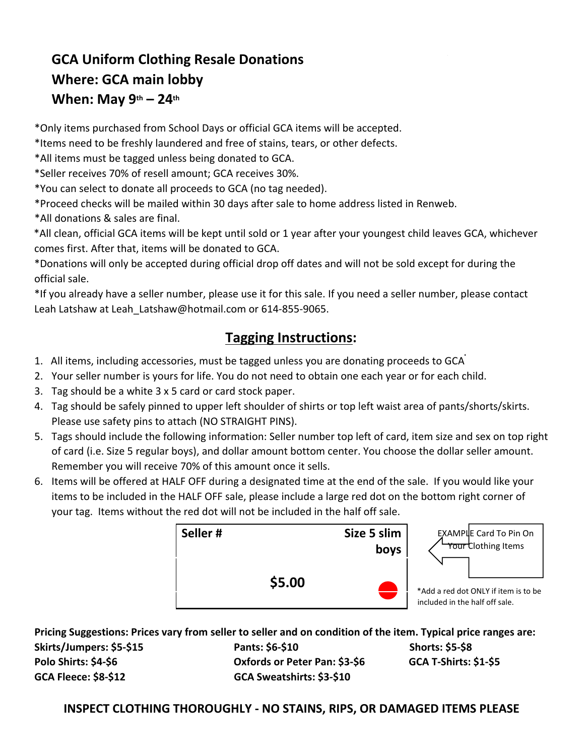# GCA Uniform Clothing Resale Donations
## Where: GCA main lobby
## When: May 9th – 24th

*Only items purchased from School Days or official GCA items will be accepted.
*Items need to be freshly laundered and free of stains, tears, or other defects.
*All items must be tagged unless being donated to GCA.
*Seller receives 70% of resell amount; GCA receives 30%.
*You can select to donate all proceeds to GCA (no tag needed).
*Proceed checks will be mailed within 30 days after sale to home address listed in Renweb.
*All donations & sales are final.
*All clean, official GCA items will be kept until sold or 1 year after your youngest child leaves GCA, whichever comes first. After that, items will be donated to GCA.
*Donations will only be accepted during official drop off dates and will not be sold except for during the official sale.
*If you already have a seller number, please use it for this sale. If you need a seller number, please contact Leah Latshaw at Leah_Latshaw@hotmail.com or 614-855-9065.

## Tagging Instructions:

1. All items, including accessories, must be tagged unless you are donating proceeds to GCA
2. Your seller number is yours for life. You do not need to obtain one each year or for each child.
3. Tag should be a white 3 x 5 card or card stock paper.
4. Tag should be safely pinned to upper left shoulder of shirts or top left waist area of pants/shorts/skirts. Please use safety pins to attach (NO STRAIGHT PINS).
5. Tags should include the following information: Seller number top left of card, item size and sex on top right of card (i.e. Size 5 regular boys), and dollar amount bottom center. You choose the dollar seller amount. Remember you will receive 70% of this amount once it sells.
6. Items will be offered at HALF OFF during a designated time at the end of the sale. If you would like your items to be included in the HALF OFF sale, please include a large red dot on the bottom right corner of your tag. Items without the red dot will not be included in the half off sale.

**Seller #** **Size 5 slim boys**

**$5.00**

EXAMPLE Card To Pin On Your Clothing Items

*Add a red dot ONLY if item is to be included in the half off sale.

**Pricing Suggestions: Prices vary from seller to seller and on condition of the item. Typical price ranges are:**

| | | |
|---|---|---|
| **Skirts/Jumpers: $5-$15** | **Pants: $6-$10** | **Shorts: $5-$8** |
| **Polo Shirts: $4-$6** | **Oxfords or Peter Pan: $3-$6** | **GCA T-Shirts: $1-$5** |
| **GCA Fleece: $8-$12** | **GCA Sweatshirts: $3-$10** | |

**INSPECT CLOTHING THOROUGHLY - NO STAINS, RIPS, OR DAMAGED ITEMS PLEASE**